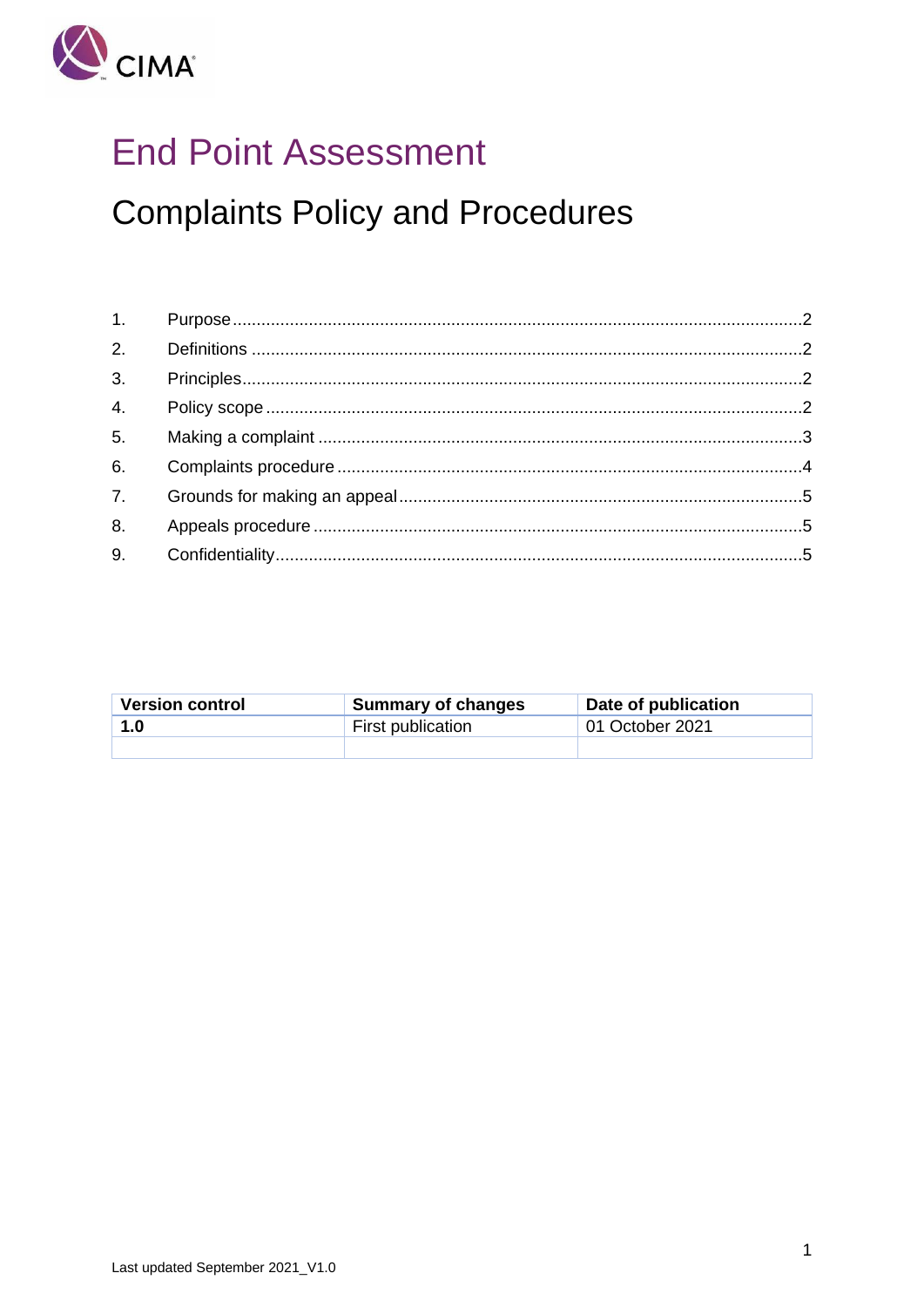CIMA

# End Point Assessment

## Complaints Policy and Procedures

1. Purpose ..... 2
2. Definitions ..... 2
3. Principles ..... 2
4. Policy scope ..... 2
5. Making a complaint ..... 3
6. Complaints procedure ..... 4
7. Grounds for making an appeal ..... 5
8. Appeals procedure ..... 5
9. Confidentiality ..... 5

| Version control | Summary of changes | Date of publication |
|---|---|---|
| **1.0** | First publication | 01 October 2021 |
| | | |

Last updated September 2021_V1.0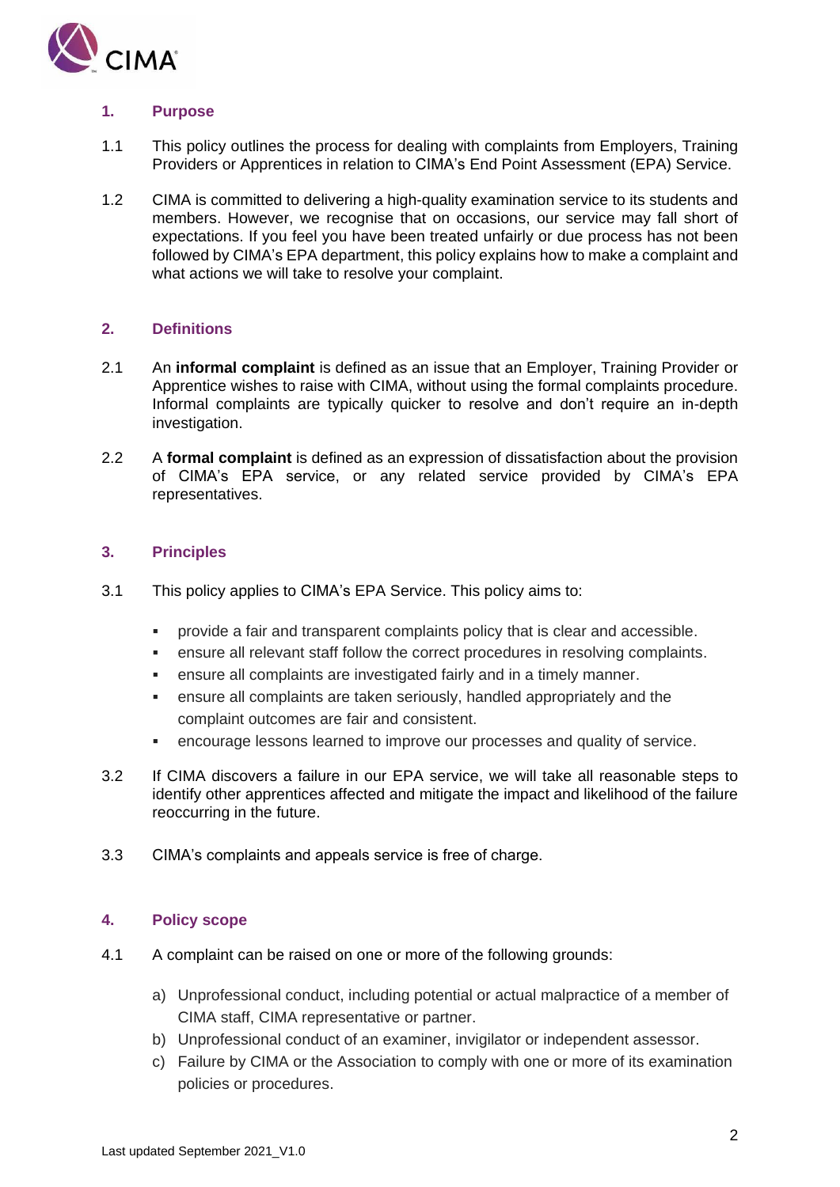## 1. Purpose

1.1 This policy outlines the process for dealing with complaints from Employers, Training Providers or Apprentices in relation to CIMA's End Point Assessment (EPA) Service.

1.2 CIMA is committed to delivering a high-quality examination service to its students and members. However, we recognise that on occasions, our service may fall short of expectations. If you feel you have been treated unfairly or due process has not been followed by CIMA's EPA department, this policy explains how to make a complaint and what actions we will take to resolve your complaint.

## 2. Definitions

2.1 An **informal complaint** is defined as an issue that an Employer, Training Provider or Apprentice wishes to raise with CIMA, without using the formal complaints procedure. Informal complaints are typically quicker to resolve and don't require an in-depth investigation.

2.2 A **formal complaint** is defined as an expression of dissatisfaction about the provision of CIMA's EPA service, or any related service provided by CIMA's EPA representatives.

## 3. Principles

3.1 This policy applies to CIMA's EPA Service. This policy aims to:

- provide a fair and transparent complaints policy that is clear and accessible.
- ensure all relevant staff follow the correct procedures in resolving complaints.
- ensure all complaints are investigated fairly and in a timely manner.
- ensure all complaints are taken seriously, handled appropriately and the complaint outcomes are fair and consistent.
- encourage lessons learned to improve our processes and quality of service.

3.2 If CIMA discovers a failure in our EPA service, we will take all reasonable steps to identify other apprentices affected and mitigate the impact and likelihood of the failure reoccurring in the future.

3.3 CIMA's complaints and appeals service is free of charge.

## 4. Policy scope

4.1 A complaint can be raised on one or more of the following grounds:

a) Unprofessional conduct, including potential or actual malpractice of a member of CIMA staff, CIMA representative or partner.
b) Unprofessional conduct of an examiner, invigilator or independent assessor.
c) Failure by CIMA or the Association to comply with one or more of its examination policies or procedures.

Last updated September 2021_V1.0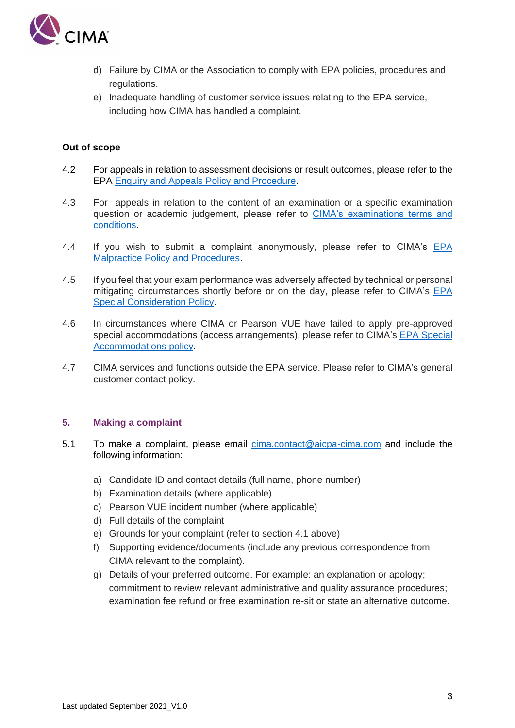d) Failure by CIMA or the Association to comply with EPA policies, procedures and regulations.
e) Inadequate handling of customer service issues relating to the EPA service, including how CIMA has handled a complaint.

**Out of scope**

4.2 For appeals in relation to assessment decisions or result outcomes, please refer to the EPA Enquiry and Appeals Policy and Procedure.

4.3 For appeals in relation to the content of an examination or a specific examination question or academic judgement, please refer to CIMA's examinations terms and conditions.

4.4 If you wish to submit a complaint anonymously, please refer to CIMA's EPA Malpractice Policy and Procedures.

4.5 If you feel that your exam performance was adversely affected by technical or personal mitigating circumstances shortly before or on the day, please refer to CIMA's EPA Special Consideration Policy.

4.6 In circumstances where CIMA or Pearson VUE have failed to apply pre-approved special accommodations (access arrangements), please refer to CIMA's EPA Special Accommodations policy.

4.7 CIMA services and functions outside the EPA service. Please refer to CIMA's general customer contact policy.

## 5. Making a complaint

5.1 To make a complaint, please email cima.contact@aicpa-cima.com and include the following information:

a) Candidate ID and contact details (full name, phone number)
b) Examination details (where applicable)
c) Pearson VUE incident number (where applicable)
d) Full details of the complaint
e) Grounds for your complaint (refer to section 4.1 above)
f) Supporting evidence/documents (include any previous correspondence from CIMA relevant to the complaint).
g) Details of your preferred outcome. For example: an explanation or apology; commitment to review relevant administrative and quality assurance procedures; examination fee refund or free examination re-sit or state an alternative outcome.

Last updated September 2021_V1.0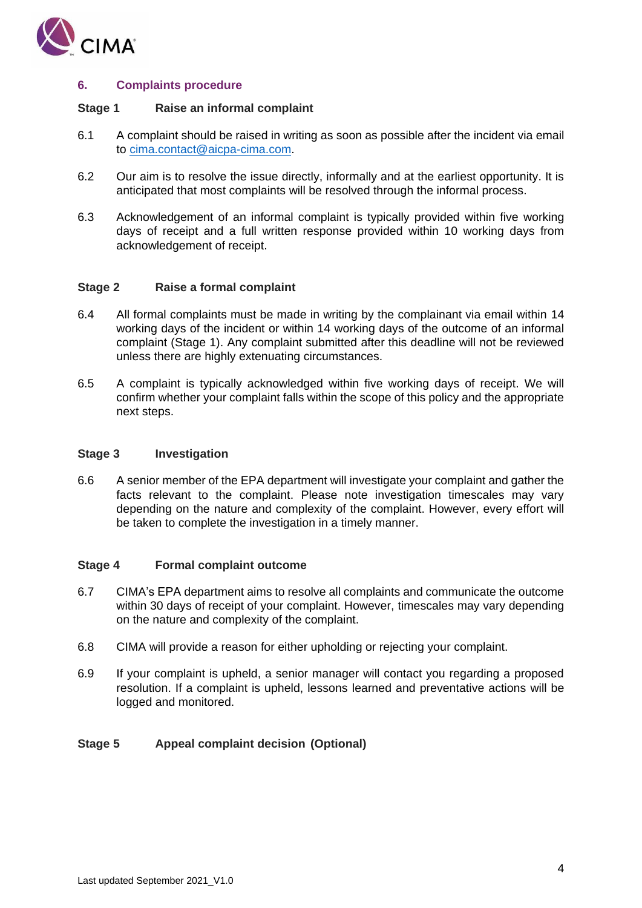## 6. Complaints procedure

### Stage 1 Raise an informal complaint

6.1 A complaint should be raised in writing as soon as possible after the incident via email to cima.contact@aicpa-cima.com.

6.2 Our aim is to resolve the issue directly, informally and at the earliest opportunity. It is anticipated that most complaints will be resolved through the informal process.

6.3 Acknowledgement of an informal complaint is typically provided within five working days of receipt and a full written response provided within 10 working days from acknowledgement of receipt.

### Stage 2 Raise a formal complaint

6.4 All formal complaints must be made in writing by the complainant via email within 14 working days of the incident or within 14 working days of the outcome of an informal complaint (Stage 1). Any complaint submitted after this deadline will not be reviewed unless there are highly extenuating circumstances.

6.5 A complaint is typically acknowledged within five working days of receipt. We will confirm whether your complaint falls within the scope of this policy and the appropriate next steps.

### Stage 3 Investigation

6.6 A senior member of the EPA department will investigate your complaint and gather the facts relevant to the complaint. Please note investigation timescales may vary depending on the nature and complexity of the complaint. However, every effort will be taken to complete the investigation in a timely manner.

### Stage 4 Formal complaint outcome

6.7 CIMA's EPA department aims to resolve all complaints and communicate the outcome within 30 days of receipt of your complaint. However, timescales may vary depending on the nature and complexity of the complaint.

6.8 CIMA will provide a reason for either upholding or rejecting your complaint.

6.9 If your complaint is upheld, a senior manager will contact you regarding a proposed resolution. If a complaint is upheld, lessons learned and preventative actions will be logged and monitored.

### Stage 5 Appeal complaint decision (Optional)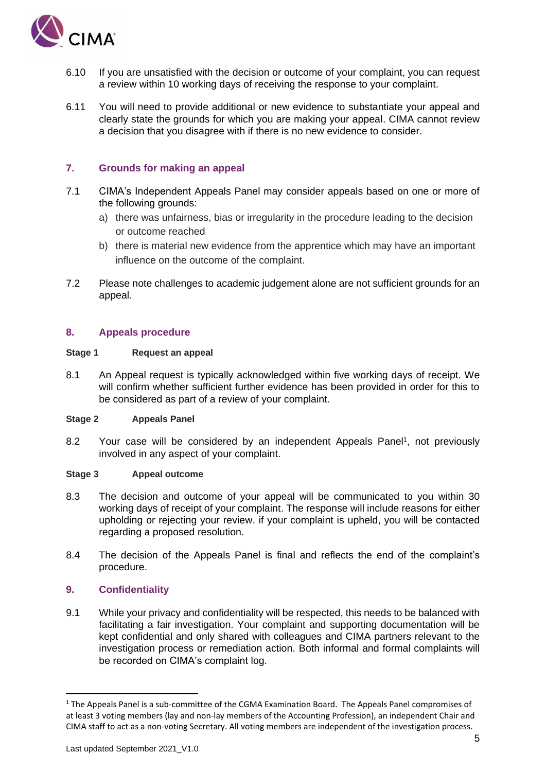6.10 If you are unsatisfied with the decision or outcome of your complaint, you can request a review within 10 working days of receiving the response to your complaint.

6.11 You will need to provide additional or new evidence to substantiate your appeal and clearly state the grounds for which you are making your appeal. CIMA cannot review a decision that you disagree with if there is no new evidence to consider.

## 7. Grounds for making an appeal

7.1 CIMA's Independent Appeals Panel may consider appeals based on one or more of the following grounds:

a) there was unfairness, bias or irregularity in the procedure leading to the decision or outcome reached

b) there is material new evidence from the apprentice which may have an important influence on the outcome of the complaint.

7.2 Please note challenges to academic judgement alone are not sufficient grounds for an appeal.

## 8. Appeals procedure

**Stage 1 Request an appeal**

8.1 An Appeal request is typically acknowledged within five working days of receipt. We will confirm whether sufficient further evidence has been provided in order for this to be considered as part of a review of your complaint.

**Stage 2 Appeals Panel**

8.2 Your case will be considered by an independent Appeals Panel[1], not previously involved in any aspect of your complaint.

**Stage 3 Appeal outcome**

8.3 The decision and outcome of your appeal will be communicated to you within 30 working days of receipt of your complaint. The response will include reasons for either upholding or rejecting your review. if your complaint is upheld, you will be contacted regarding a proposed resolution.

8.4 The decision of the Appeals Panel is final and reflects the end of the complaint's procedure.

## 9. Confidentiality

9.1 While your privacy and confidentiality will be respected, this needs to be balanced with facilitating a fair investigation. Your complaint and supporting documentation will be kept confidential and only shared with colleagues and CIMA partners relevant to the investigation process or remediation action. Both informal and formal complaints will be recorded on CIMA's complaint log.

---

[1] The Appeals Panel is a sub-committee of the CGMA Examination Board. The Appeals Panel compromises of at least 3 voting members (lay and non-lay members of the Accounting Profession), an independent Chair and CIMA staff to act as a non-voting Secretary. All voting members are independent of the investigation process.

Last updated September 2021_V1.0